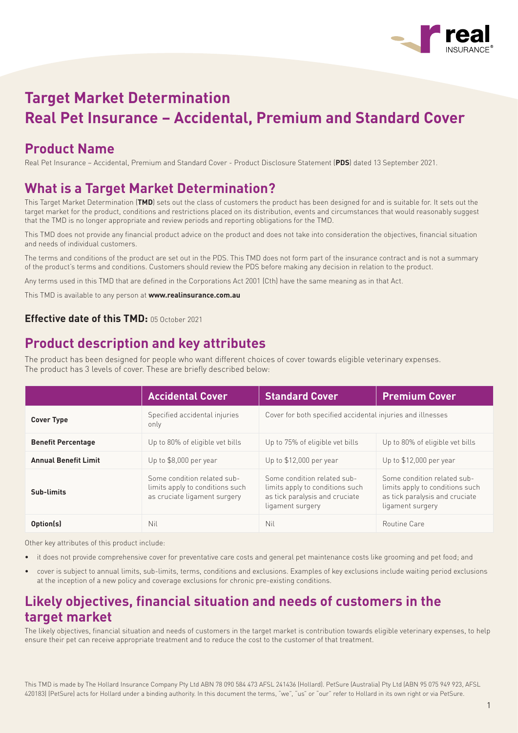# Target Market Determination
# Real Pet Insurance – Accidental, Premium and Standard Cover

## Product Name

Real Pet Insurance – Accidental, Premium and Standard Cover - Product Disclosure Statement (**PDS**) dated 13 September 2021.

## What is a Target Market Determination?

This Target Market Determination (**TMD**) sets out the class of customers the product has been designed for and is suitable for. It sets out the target market for the product, conditions and restrictions placed on its distribution, events and circumstances that would reasonably suggest that the TMD is no longer appropriate and review periods and reporting obligations for the TMD.

This TMD does not provide any financial product advice on the product and does not take into consideration the objectives, financial situation and needs of individual customers.

The terms and conditions of the product are set out in the PDS. This TMD does not form part of the insurance contract and is not a summary of the product's terms and conditions. Customers should review the PDS before making any decision in relation to the product.

Any terms used in this TMD that are defined in the Corporations Act 2001 (Cth) have the same meaning as in that Act.

This TMD is available to any person at **www.realinsurance.com.au**

**Effective date of this TMD:** 05 October 2021

## Product description and key attributes

The product has been designed for people who want different choices of cover towards eligible veterinary expenses. The product has 3 levels of cover. These are briefly described below:

| | Accidental Cover | Standard Cover | Premium Cover |
|---|---|---|---|
| **Cover Type** | Specified accidental injuries only | Cover for both specified accidental injuries and illnesses | |
| **Benefit Percentage** | Up to 80% of eligible vet bills | Up to 75% of eligible vet bills | Up to 80% of eligible vet bills |
| **Annual Benefit Limit** | Up to $8,000 per year | Up to $12,000 per year | Up to $12,000 per year |
| **Sub-limits** | Some condition related sub-limits apply to conditions such as cruciate ligament surgery | Some condition related sub-limits apply to conditions such as tick paralysis and cruciate ligament surgery | Some condition related sub-limits apply to conditions such as tick paralysis and cruciate ligament surgery |
| **Option(s)** | Nil | Nil | Routine Care |

Other key attributes of this product include:

- it does not provide comprehensive cover for preventative care costs and general pet maintenance costs like grooming and pet food; and
- cover is subject to annual limits, sub-limits, terms, conditions and exclusions. Examples of key exclusions include waiting period exclusions at the inception of a new policy and coverage exclusions for chronic pre-existing conditions.

## Likely objectives, financial situation and needs of customers in the target market

The likely objectives, financial situation and needs of customers in the target market is contribution towards eligible veterinary expenses, to help ensure their pet can receive appropriate treatment and to reduce the cost to the customer of that treatment.

This TMD is made by The Hollard Insurance Company Pty Ltd ABN 78 090 584 473 AFSL 241436 (Hollard). PetSure (Australia) Pty Ltd (ABN 95 075 949 923, AFSL 420183) (PetSure) acts for Hollard under a binding authority. In this document the terms, "we", "us" or "our" refer to Hollard in its own right or via PetSure.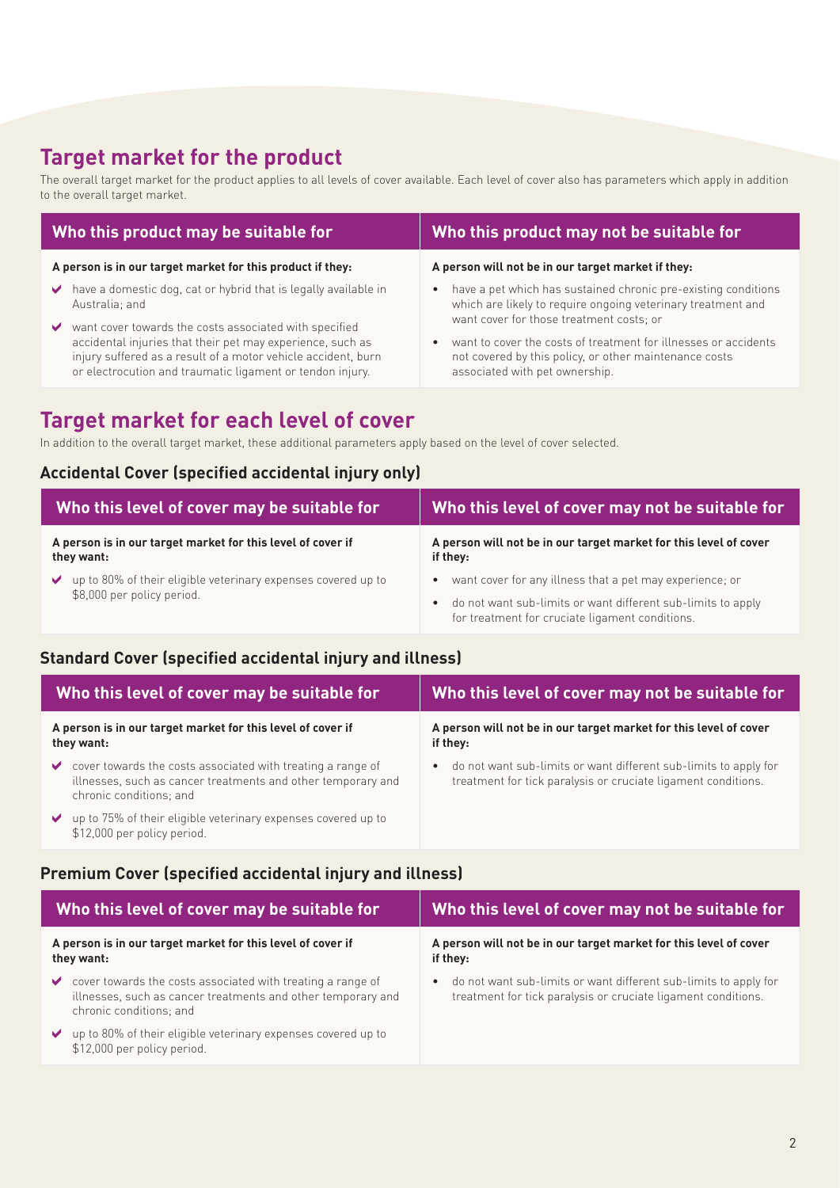## Target market for the product

The overall target market for the product applies to all levels of cover available. Each level of cover also has parameters which apply in addition to the overall target market.

| Who this product may be suitable for | Who this product may not be suitable for |
|---|---|
| **A person is in our target market for this product if they:**<br>✔ have a domestic dog, cat or hybrid that is legally available in Australia; and<br>✔ want cover towards the costs associated with specified accidental injuries that their pet may experience, such as injury suffered as a result of a motor vehicle accident, burn or electrocution and traumatic ligament or tendon injury. | **A person will not be in our target market if they:**<br>• have a pet which has sustained chronic pre-existing conditions which are likely to require ongoing veterinary treatment and want cover for those treatment costs; or<br>• want to cover the costs of treatment for illnesses or accidents not covered by this policy, or other maintenance costs associated with pet ownership. |

## Target market for each level of cover

In addition to the overall target market, these additional parameters apply based on the level of cover selected.

### Accidental Cover (specified accidental injury only)

| Who this level of cover may be suitable for | Who this level of cover may not be suitable for |
|---|---|
| **A person is in our target market for this level of cover if they want:**<br>✔ up to 80% of their eligible veterinary expenses covered up to $8,000 per policy period. | **A person will not be in our target market for this level of cover if they:**<br>• want cover for any illness that a pet may experience; or<br>• do not want sub-limits or want different sub-limits to apply for treatment for cruciate ligament conditions. |

### Standard Cover (specified accidental injury and illness)

| Who this level of cover may be suitable for | Who this level of cover may not be suitable for |
|---|---|
| **A person is in our target market for this level of cover if they want:**<br>✔ cover towards the costs associated with treating a range of illnesses, such as cancer treatments and other temporary and chronic conditions; and<br>✔ up to 75% of their eligible veterinary expenses covered up to $12,000 per policy period. | **A person will not be in our target market for this level of cover if they:**<br>• do not want sub-limits or want different sub-limits to apply for treatment for tick paralysis or cruciate ligament conditions. |

### Premium Cover (specified accidental injury and illness)

| Who this level of cover may be suitable for | Who this level of cover may not be suitable for |
|---|---|
| **A person is in our target market for this level of cover if they want:**<br>✔ cover towards the costs associated with treating a range of illnesses, such as cancer treatments and other temporary and chronic conditions; and<br>✔ up to 80% of their eligible veterinary expenses covered up to $12,000 per policy period. | **A person will not be in our target market for this level of cover if they:**<br>• do not want sub-limits or want different sub-limits to apply for treatment for tick paralysis or cruciate ligament conditions. |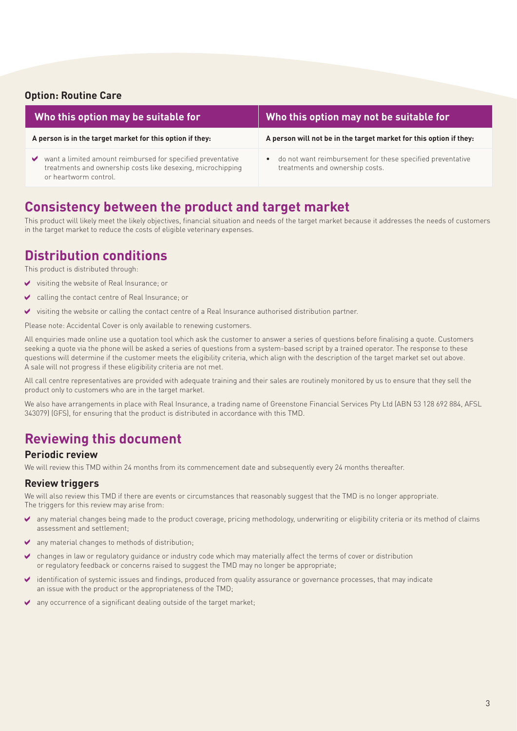### Option: Routine Care

| Who this option may be suitable for | Who this option may not be suitable for |
|---|---|
| **A person is in the target market for this option if they:** | **A person will not be in the target market for this option if they:** |
| ✔ want a limited amount reimbursed for specified preventative treatments and ownership costs like desexing, microchipping or heartworm control. | • do not want reimbursement for these specified preventative treatments and ownership costs. |

## Consistency between the product and target market

This product will likely meet the likely objectives, financial situation and needs of the target market because it addresses the needs of customers in the target market to reduce the costs of eligible veterinary expenses.

## Distribution conditions

This product is distributed through:

- visiting the website of Real Insurance; or
- calling the contact centre of Real Insurance; or
- visiting the website or calling the contact centre of a Real Insurance authorised distribution partner.

Please note: Accidental Cover is only available to renewing customers.

All enquiries made online use a quotation tool which ask the customer to answer a series of questions before finalising a quote. Customers seeking a quote via the phone will be asked a series of questions from a system-based script by a trained operator. The response to these questions will determine if the customer meets the eligibility criteria, which align with the description of the target market set out above. A sale will not progress if these eligibility criteria are not met.

All call centre representatives are provided with adequate training and their sales are routinely monitored by us to ensure that they sell the product only to customers who are in the target market.

We also have arrangements in place with Real Insurance, a trading name of Greenstone Financial Services Pty Ltd (ABN 53 128 692 884, AFSL 343079) (GFS), for ensuring that the product is distributed in accordance with this TMD.

## Reviewing this document

### Periodic review

We will review this TMD within 24 months from its commencement date and subsequently every 24 months thereafter.

### Review triggers

We will also review this TMD if there are events or circumstances that reasonably suggest that the TMD is no longer appropriate. The triggers for this review may arise from:

- any material changes being made to the product coverage, pricing methodology, underwriting or eligibility criteria or its method of claims assessment and settlement;
- any material changes to methods of distribution;
- changes in law or regulatory guidance or industry code which may materially affect the terms of cover or distribution or regulatory feedback or concerns raised to suggest the TMD may no longer be appropriate;
- identification of systemic issues and findings, produced from quality assurance or governance processes, that may indicate an issue with the product or the appropriateness of the TMD;
- any occurrence of a significant dealing outside of the target market;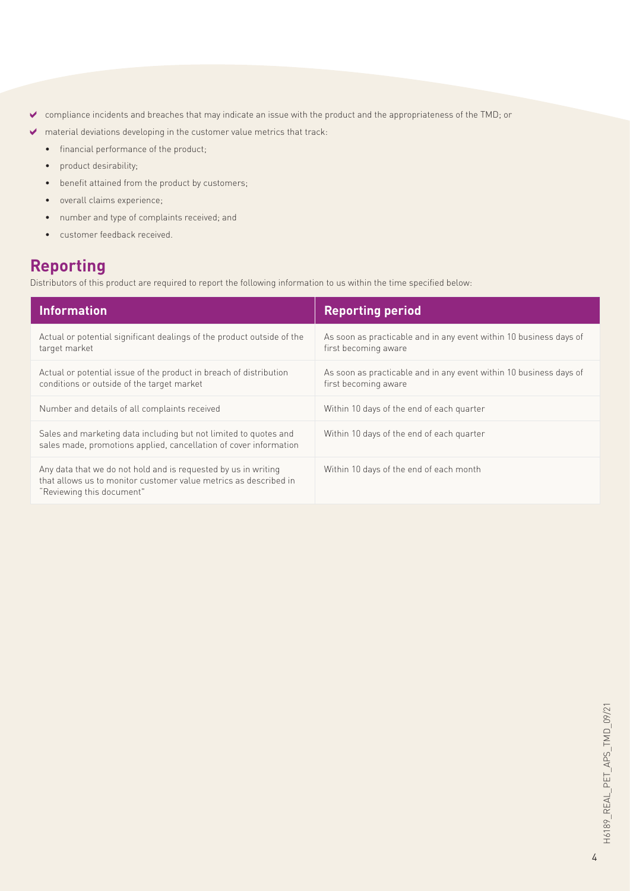- compliance incidents and breaches that may indicate an issue with the product and the appropriateness of the TMD; or
- material deviations developing in the customer value metrics that track:
  - financial performance of the product;
  - product desirability;
  - benefit attained from the product by customers;
  - overall claims experience;
  - number and type of complaints received; and
  - customer feedback received.

## Reporting

Distributors of this product are required to report the following information to us within the time specified below:

| Information | Reporting period |
|---|---|
| Actual or potential significant dealings of the product outside of the target market | As soon as practicable and in any event within 10 business days of first becoming aware |
| Actual or potential issue of the product in breach of distribution conditions or outside of the target market | As soon as practicable and in any event within 10 business days of first becoming aware |
| Number and details of all complaints received | Within 10 days of the end of each quarter |
| Sales and marketing data including but not limited to quotes and sales made, promotions applied, cancellation of cover information | Within 10 days of the end of each quarter |
| Any data that we do not hold and is requested by us in writing that allows us to monitor customer value metrics as described in "Reviewing this document" | Within 10 days of the end of each month |

H6189_REAL_PET_APS_TMD_09/21